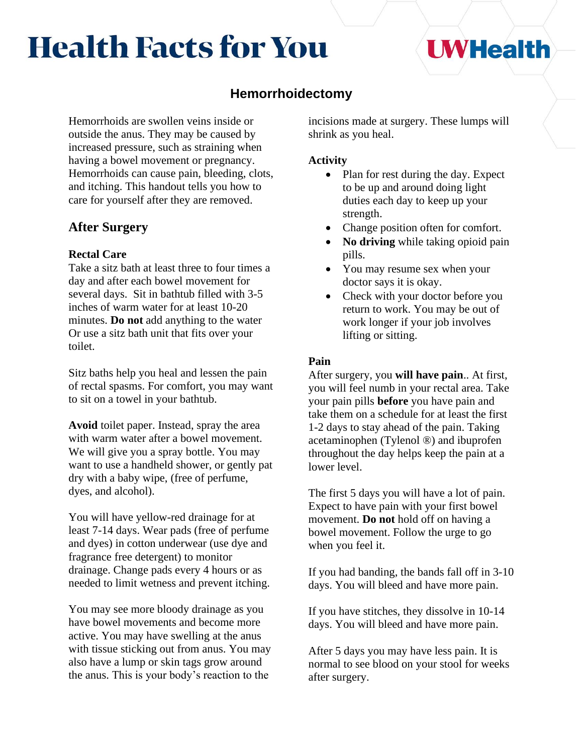# Health Facts for You

UWHealth

## Hemorrhoidectomy

Hemorrhoids are swollen veins inside or outside the anus. They may be caused by increased pressure, such as straining when having a bowel movement or pregnancy. Hemorrhoids can cause pain, bleeding, clots, and itching. This handout tells you how to care for yourself after they are removed.

## After Surgery

### Rectal Care

Take a sitz bath at least three to four times a day and after each bowel movement for several days. Sit in bathtub filled with 3-5 inches of warm water for at least 10-20 minutes. **Do not** add anything to the water Or use a sitz bath unit that fits over your toilet.

Sitz baths help you heal and lessen the pain of rectal spasms. For comfort, you may want to sit on a towel in your bathtub.

**Avoid** toilet paper. Instead, spray the area with warm water after a bowel movement. We will give you a spray bottle. You may want to use a handheld shower, or gently pat dry with a baby wipe, (free of perfume, dyes, and alcohol).

You will have yellow-red drainage for at least 7-14 days. Wear pads (free of perfume and dyes) in cotton underwear (use dye and fragrance free detergent) to monitor drainage. Change pads every 4 hours or as needed to limit wetness and prevent itching.

You may see more bloody drainage as you have bowel movements and become more active. You may have swelling at the anus with tissue sticking out from anus. You may also have a lump or skin tags grow around the anus. This is your body's reaction to the incisions made at surgery. These lumps will shrink as you heal.

### Activity

- Plan for rest during the day. Expect to be up and around doing light duties each day to keep up your strength.
- Change position often for comfort.
- **No driving** while taking opioid pain pills.
- You may resume sex when your doctor says it is okay.
- Check with your doctor before you return to work. You may be out of work longer if your job involves lifting or sitting.

### Pain

After surgery, you **will have pain**.. At first, you will feel numb in your rectal area. Take your pain pills **before** you have pain and take them on a schedule for at least the first 1-2 days to stay ahead of the pain. Taking acetaminophen (Tylenol ®) and ibuprofen throughout the day helps keep the pain at a lower level.

The first 5 days you will have a lot of pain. Expect to have pain with your first bowel movement. **Do not** hold off on having a bowel movement. Follow the urge to go when you feel it.

If you had banding, the bands fall off in 3-10 days. You will bleed and have more pain.

If you have stitches, they dissolve in 10-14 days. You will bleed and have more pain.

After 5 days you may have less pain. It is normal to see blood on your stool for weeks after surgery.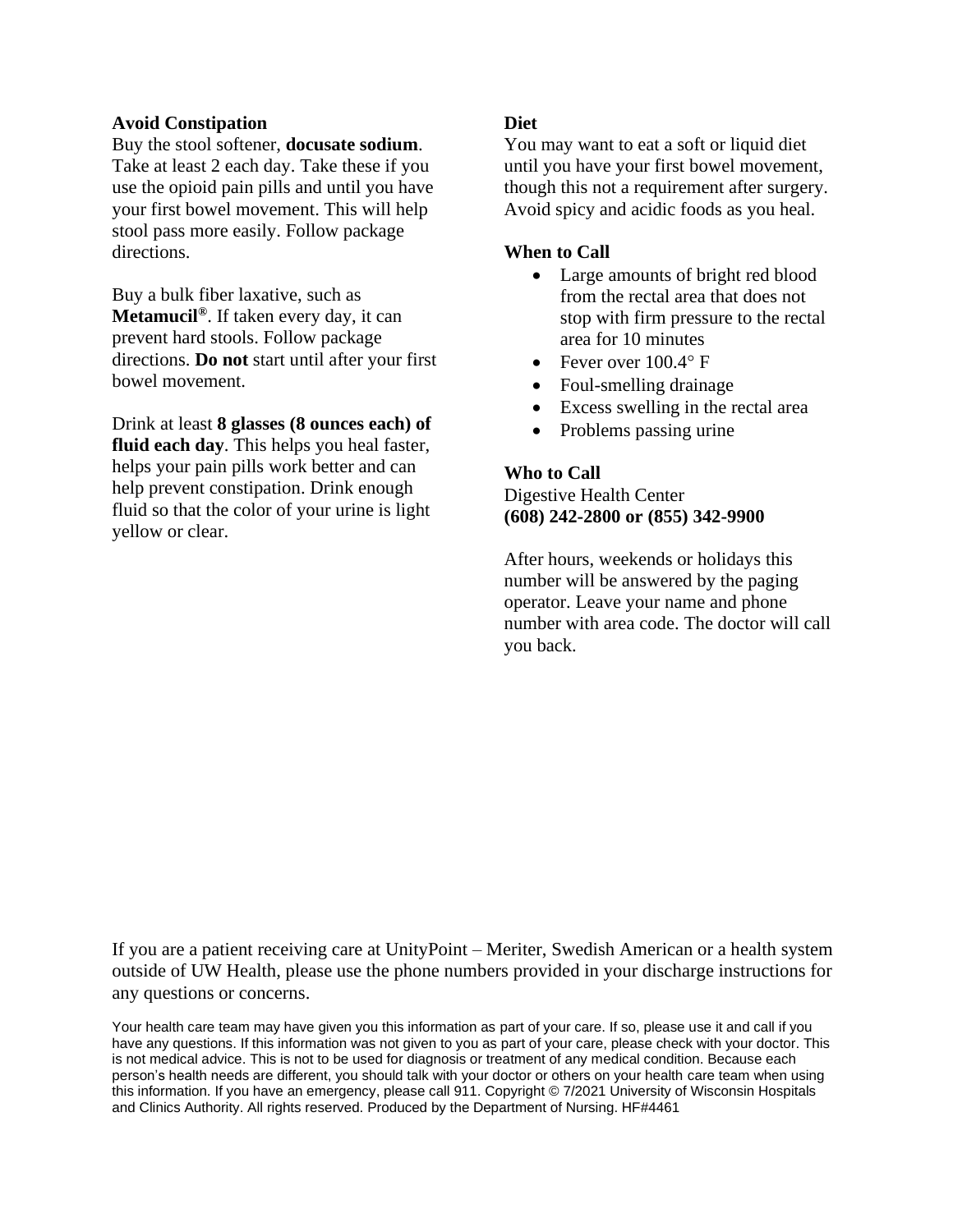### Avoid Constipation

Buy the stool softener, **docusate sodium**. Take at least 2 each day. Take these if you use the opioid pain pills and until you have your first bowel movement. This will help stool pass more easily. Follow package directions.

Buy a bulk fiber laxative, such as **Metamucil®**. If taken every day, it can prevent hard stools. Follow package directions. **Do not** start until after your first bowel movement.

Drink at least **8 glasses (8 ounces each) of fluid each day**. This helps you heal faster, helps your pain pills work better and can help prevent constipation. Drink enough fluid so that the color of your urine is light yellow or clear.

### Diet

You may want to eat a soft or liquid diet until you have your first bowel movement, though this not a requirement after surgery. Avoid spicy and acidic foods as you heal.

### When to Call

- Large amounts of bright red blood from the rectal area that does not stop with firm pressure to the rectal area for 10 minutes
- Fever over 100.4° F
- Foul-smelling drainage
- Excess swelling in the rectal area
- Problems passing urine

### Who to Call

Digestive Health Center
**(608) 242-2800 or (855) 342-9900**

After hours, weekends or holidays this number will be answered by the paging operator. Leave your name and phone number with area code. The doctor will call you back.

If you are a patient receiving care at UnityPoint – Meriter, Swedish American or a health system outside of UW Health, please use the phone numbers provided in your discharge instructions for any questions or concerns.

Your health care team may have given you this information as part of your care. If so, please use it and call if you have any questions. If this information was not given to you as part of your care, please check with your doctor. This is not medical advice. This is not to be used for diagnosis or treatment of any medical condition. Because each person's health needs are different, you should talk with your doctor or others on your health care team when using this information. If you have an emergency, please call 911. Copyright © 7/2021 University of Wisconsin Hospitals and Clinics Authority. All rights reserved. Produced by the Department of Nursing. HF#4461